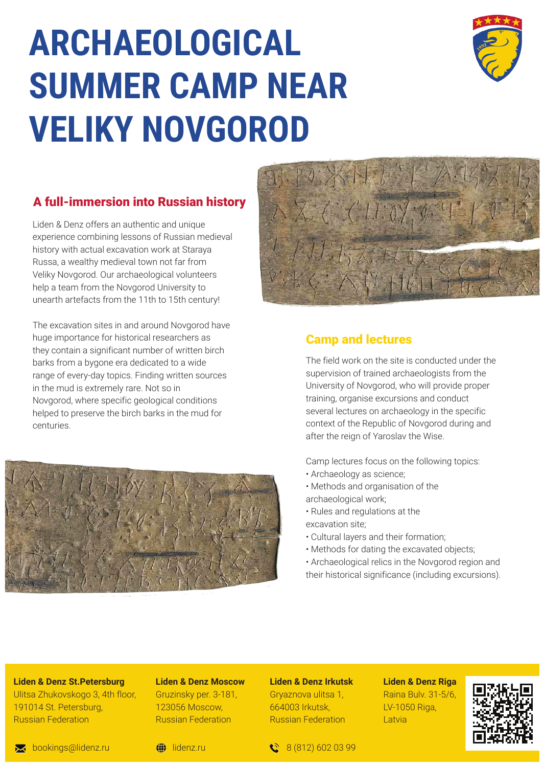# ARCHAEOLOGICAL SUMMER CAMP NEAR VELIKY NOVGOROD

## A full-immersion into Russian history

Liden & Denz offers an authentic and unique experience combining lessons of Russian medieval history with actual excavation work at Staraya Russa, a wealthy medieval town not far from Veliky Novgorod. Our archaeological volunteers help a team from the Novgorod University to unearth artefacts from the 11th to 15th century!

The excavation sites in and around Novgorod have huge importance for historical researchers as they contain a significant number of written birch barks from a bygone era dedicated to a wide range of every-day topics. Finding written sources in the mud is extremely rare. Not so in Novgorod, where specific geological conditions helped to preserve the birch barks in the mud for centuries.

## Camp and lectures

The field work on the site is conducted under the supervision of trained archaeologists from the University of Novgorod, who will provide proper training, organise excursions and conduct several lectures on archaeology in the specific context of the Republic of Novgorod during and after the reign of Yaroslav the Wise.

Camp lectures focus on the following topics:
- Archaeology as science;
- Methods and organisation of the archaeological work;
- Rules and regulations at the excavation site;
- Cultural layers and their formation;
- Methods for dating the excavated objects;
- Archaeological relics in the Novgorod region and their historical significance (including excursions).

**Liden & Denz St.Petersburg**
Ulitsa Zhukovskogo 3, 4th floor,
191014 St. Petersburg,
Russian Federation

**Liden & Denz Moscow**
Gruzinsky per. 3-181,
123056 Moscow,
Russian Federation

**Liden & Denz Irkutsk**
Gryaznova ulitsa 1,
664003 Irkutsk,
Russian Federation

**Liden & Denz Riga**
Raina Bulv. 31-5/6,
LV-1050 Riga,
Latvia

bookings@lidenz.ru

lidenz.ru

8 (812) 602 03 99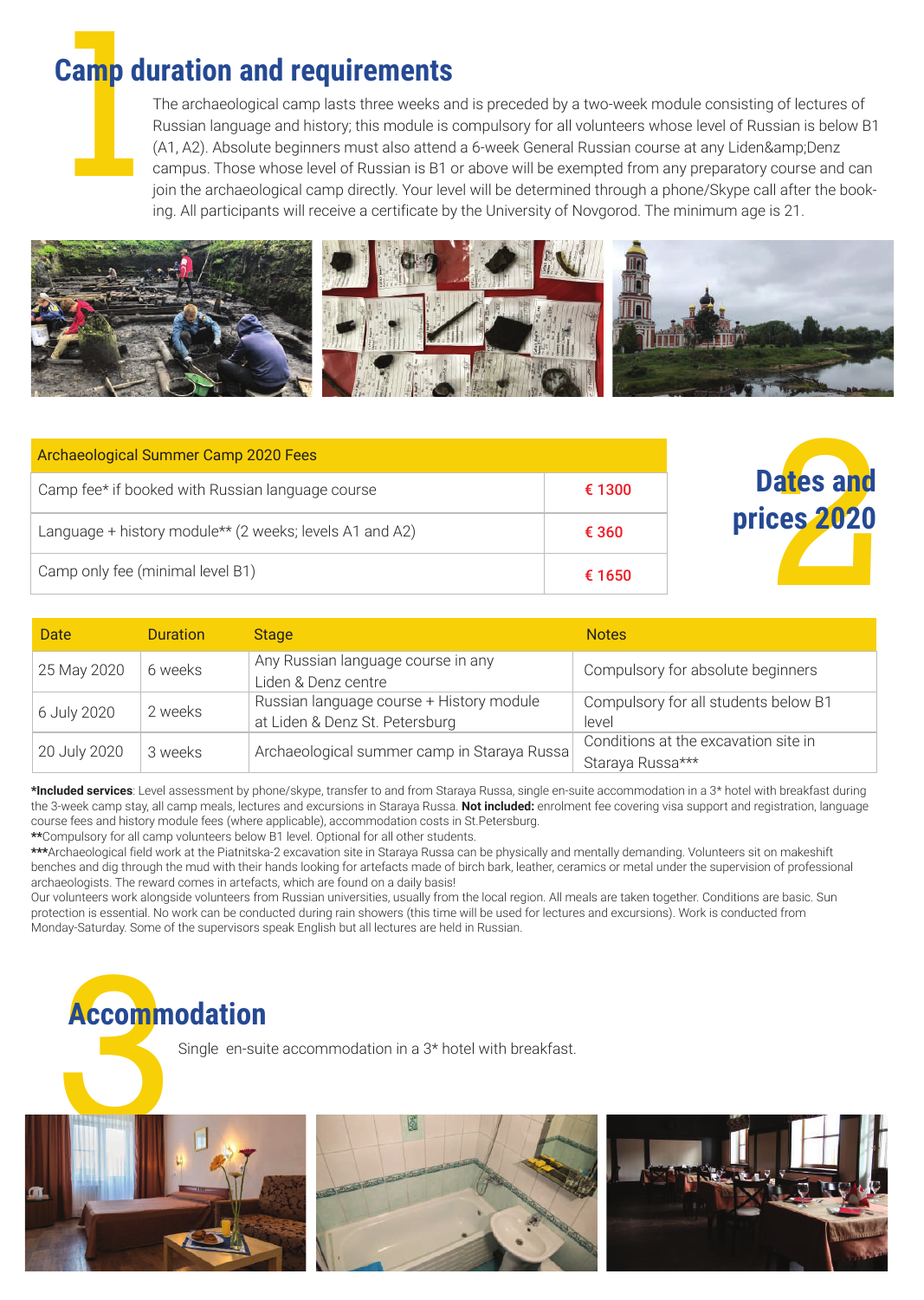## Camp duration and requirements

The archaeological camp lasts three weeks and is preceded by a two-week module consisting of lectures of Russian language and history; this module is compulsory for all volunteers whose level of Russian is below B1 (A1, A2). Absolute beginners must also attend a 6-week General Russian course at any Liden&amp;Denz campus. Those whose level of Russian is B1 or above will be exempted from any preparatory course and can join the archaeological camp directly. Your level will be determined through a phone/Skype call after the booking. All participants will receive a certificate by the University of Novgorod. The minimum age is 21.

## Dates and prices 2020

| Archaeological Summer Camp 2020 Fees | |
|---|---|
| Camp fee* if booked with Russian language course | € 1300 |
| Language + history module** (2 weeks; levels A1 and A2) | € 360 |
| Camp only fee (minimal level B1) | € 1650 |

| Date | Duration | Stage | Notes |
|---|---|---|---|
| 25 May 2020 | 6 weeks | Any Russian language course in any Liden & Denz centre | Compulsory for absolute beginners |
| 6 July 2020 | 2 weeks | Russian language course + History module at Liden & Denz St. Petersburg | Compulsory for all students below B1 level |
| 20 July 2020 | 3 weeks | Archaeological summer camp in Staraya Russa | Conditions at the excavation site in Staraya Russa*** |

***Included services**: Level assessment by phone/skype, transfer to and from Staraya Russa, single en-suite accommodation in a 3* hotel with breakfast during the 3-week camp stay, all camp meals, lectures and excursions in Staraya Russa. **Not included:** enrolment fee covering visa support and registration, language course fees and history module fees (where applicable), accommodation costs in St.Petersburg.

****Compulsory for all camp volunteers below B1 level. Optional for all other students.

*****Archaeological field work at the Piatnitska-2 excavation site in Staraya Russa can be physically and mentally demanding. Volunteers sit on makeshift benches and dig through the mud with their hands looking for artefacts made of birch bark, leather, ceramics or metal under the supervision of professional archaeologists. The reward comes in artefacts, which are found on a daily basis!

Our volunteers work alongside volunteers from Russian universities, usually from the local region. All meals are taken together. Conditions are basic. Sun protection is essential. No work can be conducted during rain showers (this time will be used for lectures and excursions). Work is conducted from Monday-Saturday. Some of the supervisors speak English but all lectures are held in Russian.

## Accommodation

Single en-suite accommodation in a 3* hotel with breakfast.